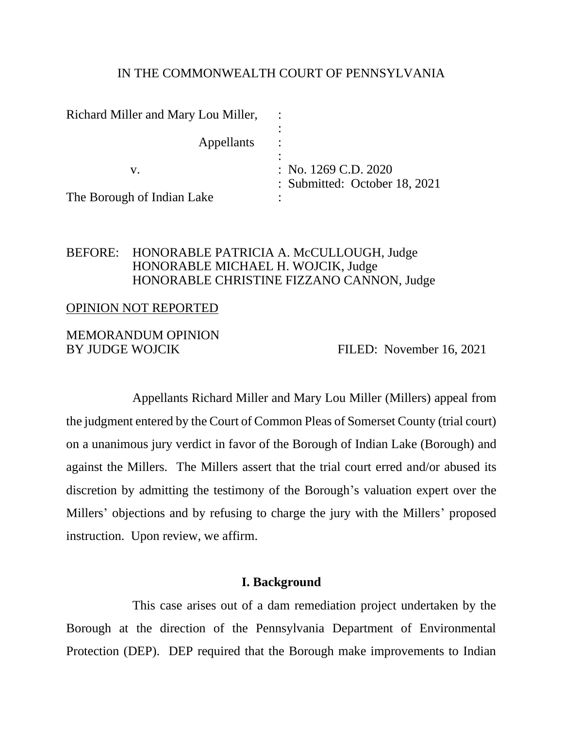IN THE COMMONWEALTH COURT OF PENNSYLVANIA

| | | |
|---|---|---|
| Richard Miller and Mary Lou Miller, | : | |
| | : | |
| Appellants | : | |
| | : | |
| v. | : | No. 1269 C.D. 2020 |
| | : | Submitted: October 18, 2021 |
| The Borough of Indian Lake | : | |

BEFORE: HONORABLE PATRICIA A. McCULLOUGH, Judge
HONORABLE MICHAEL H. WOJCIK, Judge
HONORABLE CHRISTINE FIZZANO CANNON, Judge

OPINION NOT REPORTED

MEMORANDUM OPINION
BY JUDGE WOJCIK FILED: November 16, 2021

Appellants Richard Miller and Mary Lou Miller (Millers) appeal from the judgment entered by the Court of Common Pleas of Somerset County (trial court) on a unanimous jury verdict in favor of the Borough of Indian Lake (Borough) and against the Millers. The Millers assert that the trial court erred and/or abused its discretion by admitting the testimony of the Borough's valuation expert over the Millers' objections and by refusing to charge the jury with the Millers' proposed instruction. Upon review, we affirm.

## I. Background

This case arises out of a dam remediation project undertaken by the Borough at the direction of the Pennsylvania Department of Environmental Protection (DEP). DEP required that the Borough make improvements to Indian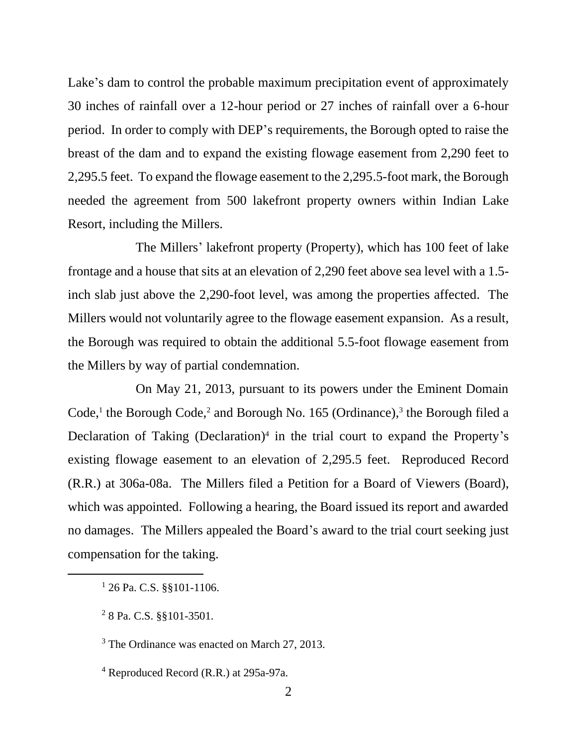Lake's dam to control the probable maximum precipitation event of approximately 30 inches of rainfall over a 12-hour period or 27 inches of rainfall over a 6-hour period. In order to comply with DEP's requirements, the Borough opted to raise the breast of the dam and to expand the existing flowage easement from 2,290 feet to 2,295.5 feet. To expand the flowage easement to the 2,295.5-foot mark, the Borough needed the agreement from 500 lakefront property owners within Indian Lake Resort, including the Millers.

The Millers' lakefront property (Property), which has 100 feet of lake frontage and a house that sits at an elevation of 2,290 feet above sea level with a 1.5-inch slab just above the 2,290-foot level, was among the properties affected. The Millers would not voluntarily agree to the flowage easement expansion. As a result, the Borough was required to obtain the additional 5.5-foot flowage easement from the Millers by way of partial condemnation.

On May 21, 2013, pursuant to its powers under the Eminent Domain Code,[1] the Borough Code,[2] and Borough No. 165 (Ordinance),[3] the Borough filed a Declaration of Taking (Declaration)[4] in the trial court to expand the Property's existing flowage easement to an elevation of 2,295.5 feet. Reproduced Record (R.R.) at 306a-08a. The Millers filed a Petition for a Board of Viewers (Board), which was appointed. Following a hearing, the Board issued its report and awarded no damages. The Millers appealed the Board's award to the trial court seeking just compensation for the taking.

---

[1] 26 Pa. C.S. §§101-1106.

[2] 8 Pa. C.S. §§101-3501.

[3] The Ordinance was enacted on March 27, 2013.

[4] Reproduced Record (R.R.) at 295a-97a.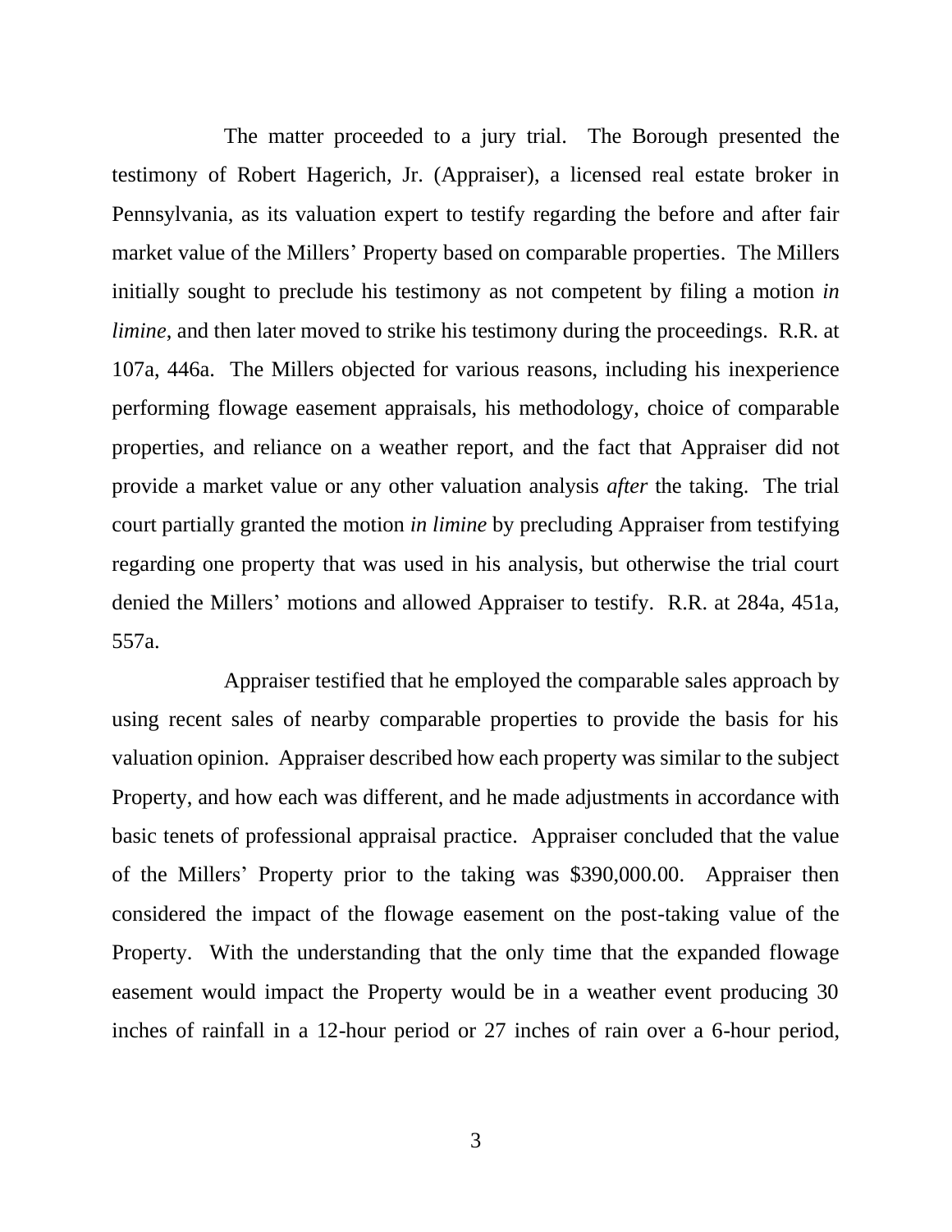The matter proceeded to a jury trial. The Borough presented the testimony of Robert Hagerich, Jr. (Appraiser), a licensed real estate broker in Pennsylvania, as its valuation expert to testify regarding the before and after fair market value of the Millers' Property based on comparable properties. The Millers initially sought to preclude his testimony as not competent by filing a motion *in limine,* and then later moved to strike his testimony during the proceedings. R.R. at 107a, 446a. The Millers objected for various reasons, including his inexperience performing flowage easement appraisals, his methodology, choice of comparable properties, and reliance on a weather report, and the fact that Appraiser did not provide a market value or any other valuation analysis *after* the taking. The trial court partially granted the motion *in limine* by precluding Appraiser from testifying regarding one property that was used in his analysis, but otherwise the trial court denied the Millers' motions and allowed Appraiser to testify. R.R. at 284a, 451a, 557a.

Appraiser testified that he employed the comparable sales approach by using recent sales of nearby comparable properties to provide the basis for his valuation opinion. Appraiser described how each property was similar to the subject Property, and how each was different, and he made adjustments in accordance with basic tenets of professional appraisal practice. Appraiser concluded that the value of the Millers' Property prior to the taking was $390,000.00. Appraiser then considered the impact of the flowage easement on the post-taking value of the Property. With the understanding that the only time that the expanded flowage easement would impact the Property would be in a weather event producing 30 inches of rainfall in a 12-hour period or 27 inches of rain over a 6-hour period,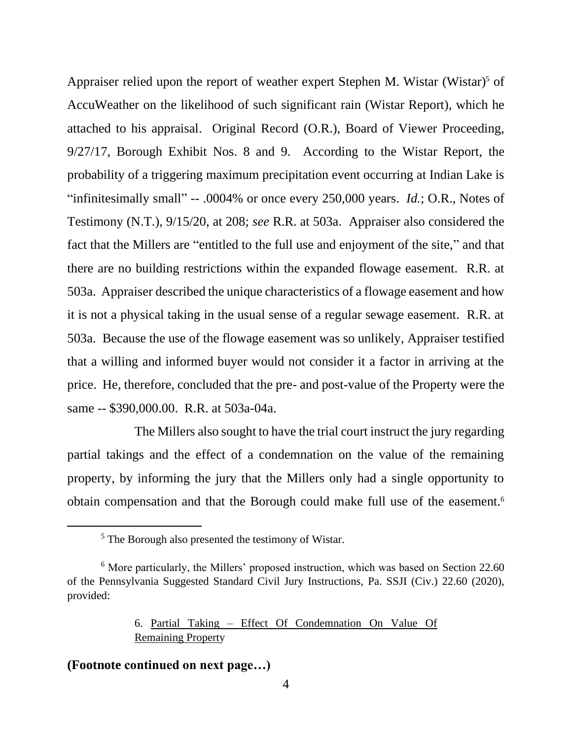Appraiser relied upon the report of weather expert Stephen M. Wistar (Wistar)[5] of AccuWeather on the likelihood of such significant rain (Wistar Report), which he attached to his appraisal. Original Record (O.R.), Board of Viewer Proceeding, 9/27/17, Borough Exhibit Nos. 8 and 9. According to the Wistar Report, the probability of a triggering maximum precipitation event occurring at Indian Lake is "infinitesimally small" -- .0004% or once every 250,000 years. *Id.*; O.R., Notes of Testimony (N.T.), 9/15/20, at 208; *see* R.R. at 503a. Appraiser also considered the fact that the Millers are "entitled to the full use and enjoyment of the site," and that there are no building restrictions within the expanded flowage easement. R.R. at 503a. Appraiser described the unique characteristics of a flowage easement and how it is not a physical taking in the usual sense of a regular sewage easement. R.R. at 503a. Because the use of the flowage easement was so unlikely, Appraiser testified that a willing and informed buyer would not consider it a factor in arriving at the price. He, therefore, concluded that the pre- and post-value of the Property were the same -- $390,000.00. R.R. at 503a-04a.

The Millers also sought to have the trial court instruct the jury regarding partial takings and the effect of a condemnation on the value of the remaining property, by informing the jury that the Millers only had a single opportunity to obtain compensation and that the Borough could make full use of the easement.[6]

---

[5] The Borough also presented the testimony of Wistar.

[6] More particularly, the Millers' proposed instruction, which was based on Section 22.60 of the Pennsylvania Suggested Standard Civil Jury Instructions, Pa. SSJI (Civ.) 22.60 (2020), provided:

> 6. Partial Taking – Effect Of Condemnation On Value Of Remaining Property

**(Footnote continued on next page…)**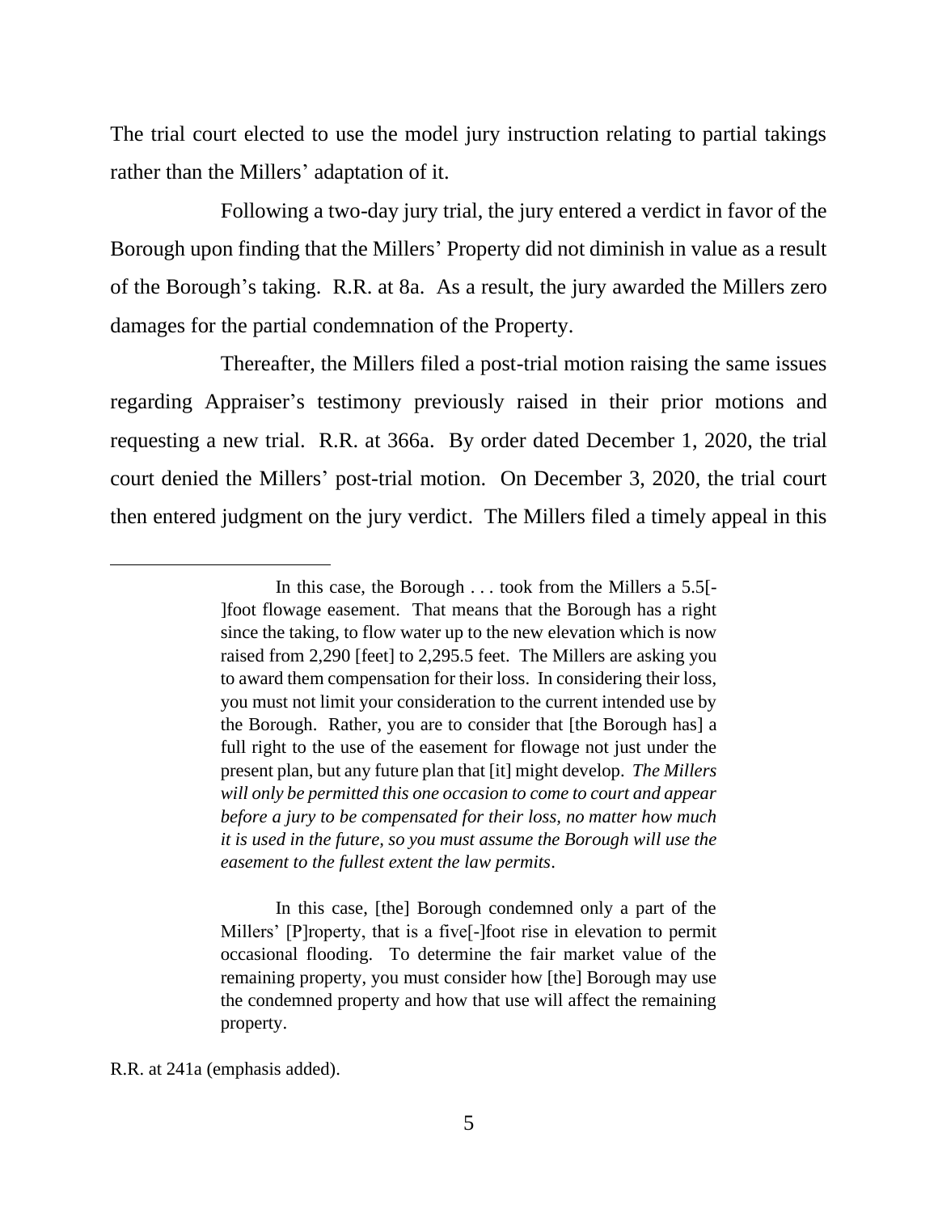The trial court elected to use the model jury instruction relating to partial takings rather than the Millers' adaptation of it.

Following a two-day jury trial, the jury entered a verdict in favor of the Borough upon finding that the Millers' Property did not diminish in value as a result of the Borough's taking. R.R. at 8a. As a result, the jury awarded the Millers zero damages for the partial condemnation of the Property.

Thereafter, the Millers filed a post-trial motion raising the same issues regarding Appraiser's testimony previously raised in their prior motions and requesting a new trial. R.R. at 366a. By order dated December 1, 2020, the trial court denied the Millers' post-trial motion. On December 3, 2020, the trial court then entered judgment on the jury verdict. The Millers filed a timely appeal in this

---

> In this case, the Borough . . . took from the Millers a 5.5[-]foot flowage easement. That means that the Borough has a right since the taking, to flow water up to the new elevation which is now raised from 2,290 [feet] to 2,295.5 feet. The Millers are asking you to award them compensation for their loss. In considering their loss, you must not limit your consideration to the current intended use by the Borough. Rather, you are to consider that [the Borough has] a full right to the use of the easement for flowage not just under the present plan, but any future plan that [it] might develop. *The Millers will only be permitted this one occasion to come to court and appear before a jury to be compensated for their loss, no matter how much it is used in the future, so you must assume the Borough will use the easement to the fullest extent the law permits*.
>
> In this case, [the] Borough condemned only a part of the Millers' [P]roperty, that is a five[-]foot rise in elevation to permit occasional flooding. To determine the fair market value of the remaining property, you must consider how [the] Borough may use the condemned property and how that use will affect the remaining property.

R.R. at 241a (emphasis added).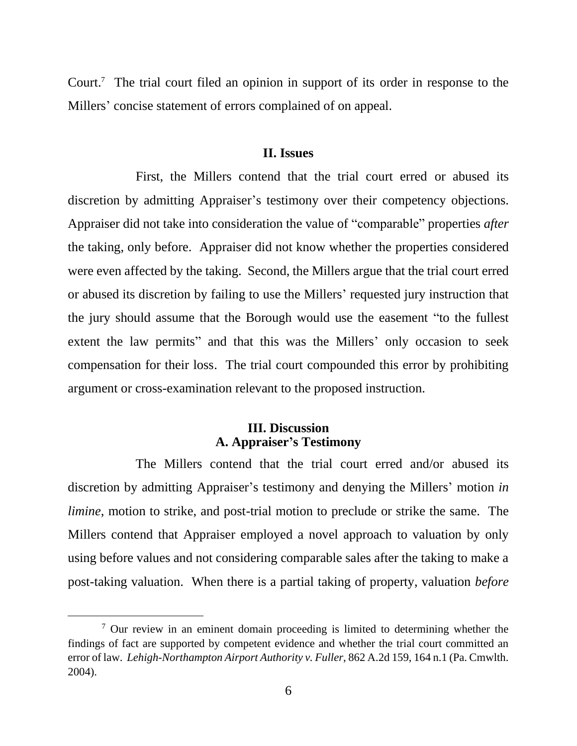Court.[7] The trial court filed an opinion in support of its order in response to the Millers' concise statement of errors complained of on appeal.

## II. Issues

First, the Millers contend that the trial court erred or abused its discretion by admitting Appraiser's testimony over their competency objections. Appraiser did not take into consideration the value of "comparable" properties *after* the taking, only before. Appraiser did not know whether the properties considered were even affected by the taking. Second, the Millers argue that the trial court erred or abused its discretion by failing to use the Millers' requested jury instruction that the jury should assume that the Borough would use the easement "to the fullest extent the law permits" and that this was the Millers' only occasion to seek compensation for their loss. The trial court compounded this error by prohibiting argument or cross-examination relevant to the proposed instruction.

## III. Discussion

### A. Appraiser's Testimony

The Millers contend that the trial court erred and/or abused its discretion by admitting Appraiser's testimony and denying the Millers' motion *in limine*, motion to strike, and post-trial motion to preclude or strike the same. The Millers contend that Appraiser employed a novel approach to valuation by only using before values and not considering comparable sales after the taking to make a post-taking valuation. When there is a partial taking of property, valuation *before*

---

[7] Our review in an eminent domain proceeding is limited to determining whether the findings of fact are supported by competent evidence and whether the trial court committed an error of law. *Lehigh-Northampton Airport Authority v. Fuller*, 862 A.2d 159, 164 n.1 (Pa. Cmwlth. 2004).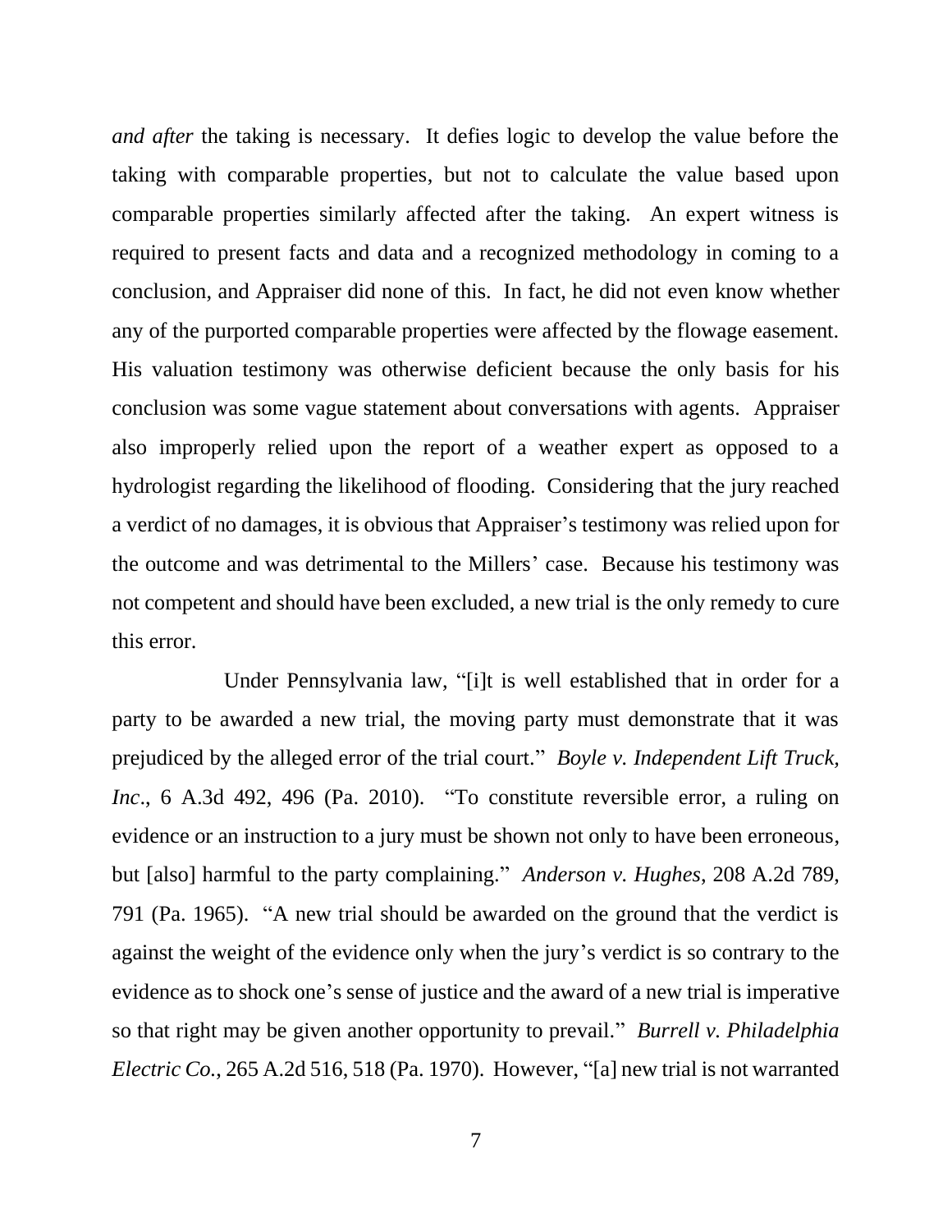*and after* the taking is necessary. It defies logic to develop the value before the taking with comparable properties, but not to calculate the value based upon comparable properties similarly affected after the taking. An expert witness is required to present facts and data and a recognized methodology in coming to a conclusion, and Appraiser did none of this. In fact, he did not even know whether any of the purported comparable properties were affected by the flowage easement. His valuation testimony was otherwise deficient because the only basis for his conclusion was some vague statement about conversations with agents. Appraiser also improperly relied upon the report of a weather expert as opposed to a hydrologist regarding the likelihood of flooding. Considering that the jury reached a verdict of no damages, it is obvious that Appraiser's testimony was relied upon for the outcome and was detrimental to the Millers' case. Because his testimony was not competent and should have been excluded, a new trial is the only remedy to cure this error.

Under Pennsylvania law, "[i]t is well established that in order for a party to be awarded a new trial, the moving party must demonstrate that it was prejudiced by the alleged error of the trial court." *Boyle v. Independent Lift Truck, Inc*., 6 A.3d 492, 496 (Pa. 2010). "To constitute reversible error, a ruling on evidence or an instruction to a jury must be shown not only to have been erroneous, but [also] harmful to the party complaining." *Anderson v. Hughes*, 208 A.2d 789, 791 (Pa. 1965). "A new trial should be awarded on the ground that the verdict is against the weight of the evidence only when the jury's verdict is so contrary to the evidence as to shock one's sense of justice and the award of a new trial is imperative so that right may be given another opportunity to prevail." *Burrell v. Philadelphia Electric Co.*, 265 A.2d 516, 518 (Pa. 1970). However, "[a] new trial is not warranted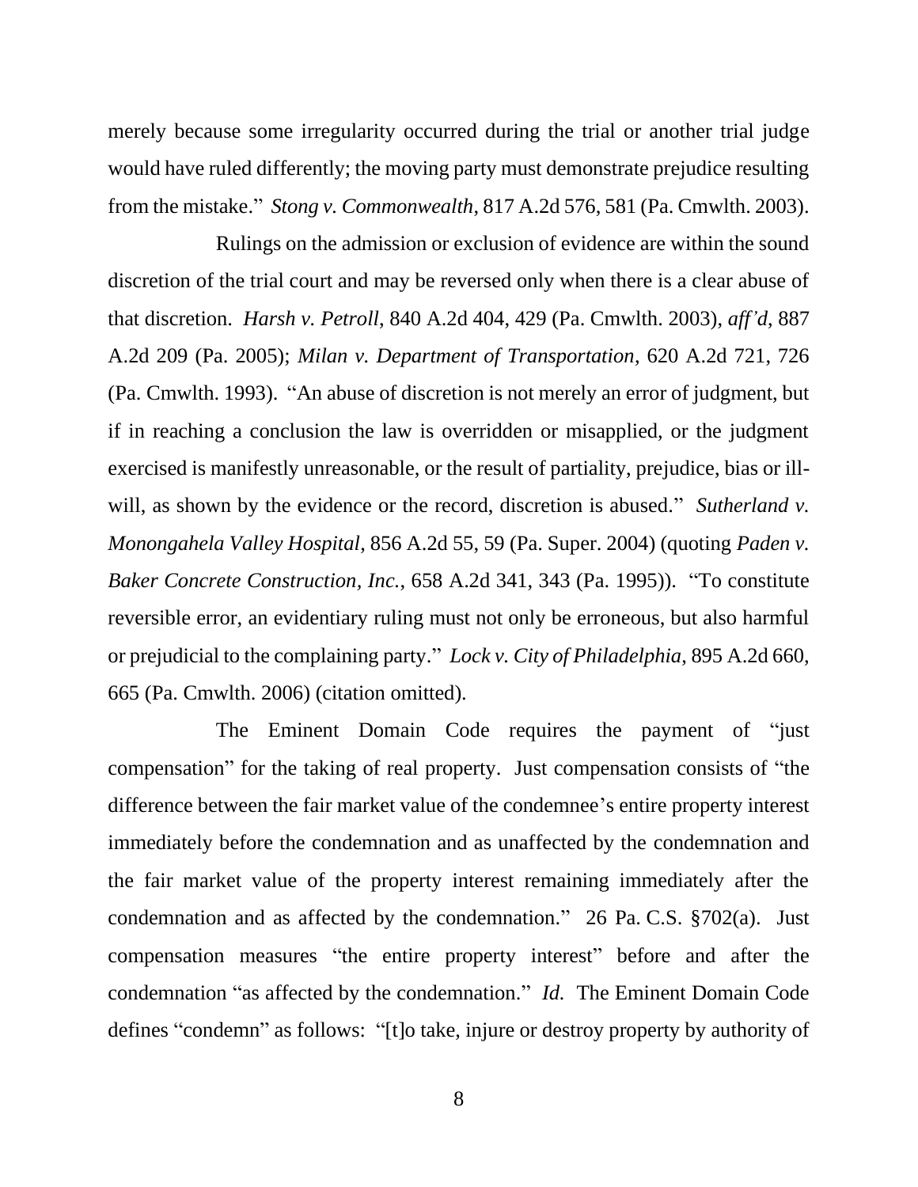merely because some irregularity occurred during the trial or another trial judge would have ruled differently; the moving party must demonstrate prejudice resulting from the mistake." *Stong v. Commonwealth*, 817 A.2d 576, 581 (Pa. Cmwlth. 2003).

Rulings on the admission or exclusion of evidence are within the sound discretion of the trial court and may be reversed only when there is a clear abuse of that discretion. *Harsh v. Petroll*, 840 A.2d 404, 429 (Pa. Cmwlth. 2003), *aff'd*, 887 A.2d 209 (Pa. 2005); *Milan v. Department of Transportation*, 620 A.2d 721, 726 (Pa. Cmwlth. 1993). "An abuse of discretion is not merely an error of judgment, but if in reaching a conclusion the law is overridden or misapplied, or the judgment exercised is manifestly unreasonable, or the result of partiality, prejudice, bias or ill-will, as shown by the evidence or the record, discretion is abused." *Sutherland v. Monongahela Valley Hospital*, 856 A.2d 55, 59 (Pa. Super. 2004) (quoting *Paden v. Baker Concrete Construction, Inc.*, 658 A.2d 341, 343 (Pa. 1995)). "To constitute reversible error, an evidentiary ruling must not only be erroneous, but also harmful or prejudicial to the complaining party." *Lock v. City of Philadelphia*, 895 A.2d 660, 665 (Pa. Cmwlth. 2006) (citation omitted).

The Eminent Domain Code requires the payment of "just compensation" for the taking of real property. Just compensation consists of "the difference between the fair market value of the condemnee's entire property interest immediately before the condemnation and as unaffected by the condemnation and the fair market value of the property interest remaining immediately after the condemnation and as affected by the condemnation." 26 Pa. C.S. §702(a). Just compensation measures "the entire property interest" before and after the condemnation "as affected by the condemnation." *Id.* The Eminent Domain Code defines "condemn" as follows: "[t]o take, injure or destroy property by authority of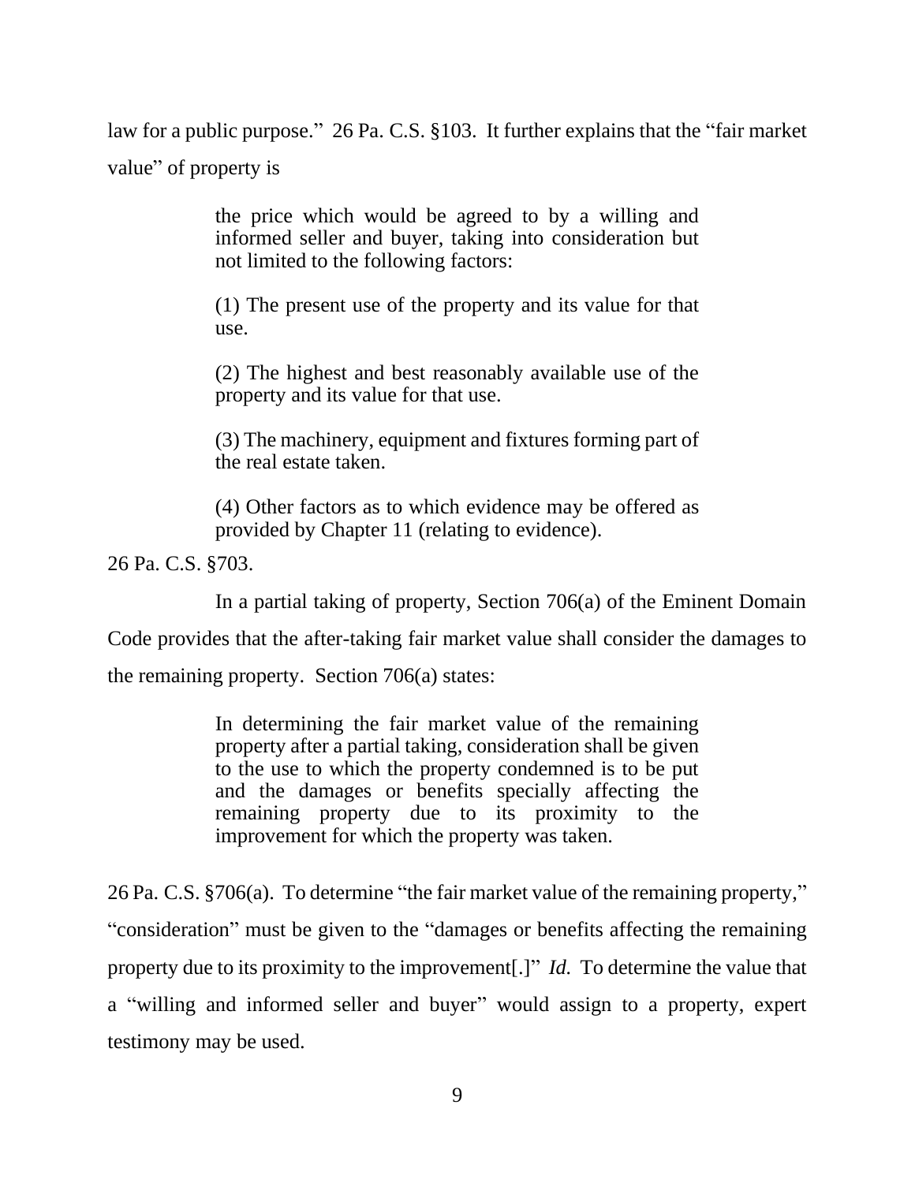law for a public purpose." 26 Pa. C.S. §103. It further explains that the "fair market value" of property is

> the price which would be agreed to by a willing and informed seller and buyer, taking into consideration but not limited to the following factors:
>
> (1) The present use of the property and its value for that use.
>
> (2) The highest and best reasonably available use of the property and its value for that use.
>
> (3) The machinery, equipment and fixtures forming part of the real estate taken.
>
> (4) Other factors as to which evidence may be offered as provided by Chapter 11 (relating to evidence).

26 Pa. C.S. §703.

In a partial taking of property, Section 706(a) of the Eminent Domain Code provides that the after-taking fair market value shall consider the damages to the remaining property. Section 706(a) states:

> In determining the fair market value of the remaining property after a partial taking, consideration shall be given to the use to which the property condemned is to be put and the damages or benefits specially affecting the remaining property due to its proximity to the improvement for which the property was taken.

26 Pa. C.S. §706(a). To determine "the fair market value of the remaining property," "consideration" must be given to the "damages or benefits affecting the remaining property due to its proximity to the improvement[.]" *Id.* To determine the value that a "willing and informed seller and buyer" would assign to a property, expert testimony may be used.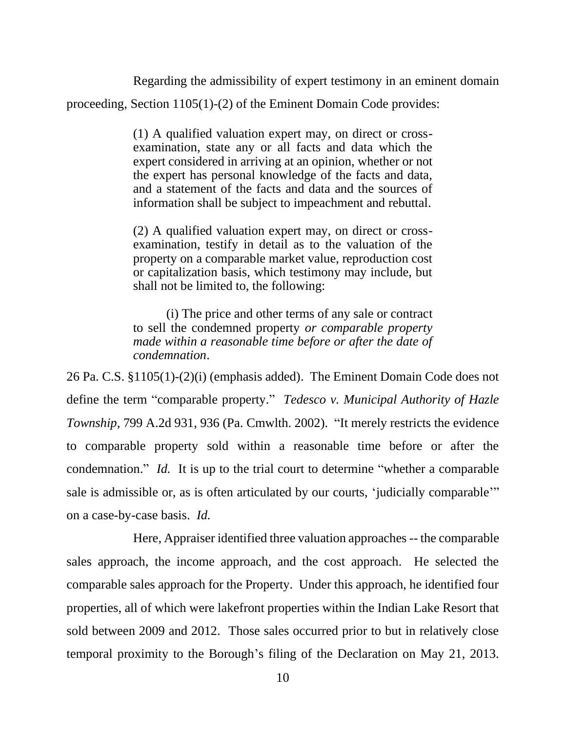Regarding the admissibility of expert testimony in an eminent domain proceeding, Section 1105(1)-(2) of the Eminent Domain Code provides:

> (1) A qualified valuation expert may, on direct or cross-examination, state any or all facts and data which the expert considered in arriving at an opinion, whether or not the expert has personal knowledge of the facts and data, and a statement of the facts and data and the sources of information shall be subject to impeachment and rebuttal.
>
> (2) A qualified valuation expert may, on direct or cross-examination, testify in detail as to the valuation of the property on a comparable market value, reproduction cost or capitalization basis, which testimony may include, but shall not be limited to, the following:
>
> (i) The price and other terms of any sale or contract to sell the condemned property *or comparable property made within a reasonable time before or after the date of condemnation*.

26 Pa. C.S. §1105(1)-(2)(i) (emphasis added). The Eminent Domain Code does not define the term "comparable property." *Tedesco v. Municipal Authority of Hazle Township*, 799 A.2d 931, 936 (Pa. Cmwlth. 2002). "It merely restricts the evidence to comparable property sold within a reasonable time before or after the condemnation." *Id.* It is up to the trial court to determine "whether a comparable sale is admissible or, as is often articulated by our courts, 'judicially comparable'" on a case-by-case basis. *Id.*

Here, Appraiser identified three valuation approaches -- the comparable sales approach, the income approach, and the cost approach. He selected the comparable sales approach for the Property. Under this approach, he identified four properties, all of which were lakefront properties within the Indian Lake Resort that sold between 2009 and 2012. Those sales occurred prior to but in relatively close temporal proximity to the Borough's filing of the Declaration on May 21, 2013.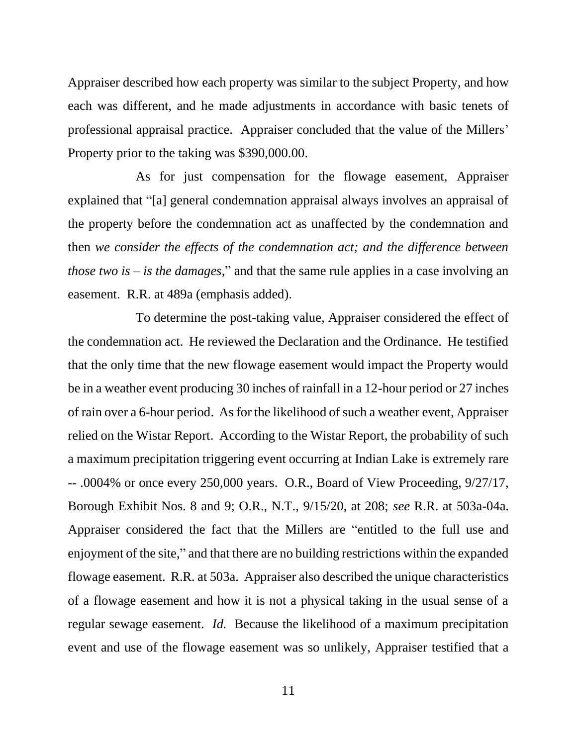Appraiser described how each property was similar to the subject Property, and how each was different, and he made adjustments in accordance with basic tenets of professional appraisal practice. Appraiser concluded that the value of the Millers' Property prior to the taking was $390,000.00.

As for just compensation for the flowage easement, Appraiser explained that "[a] general condemnation appraisal always involves an appraisal of the property before the condemnation act as unaffected by the condemnation and then *we consider the effects of the condemnation act; and the difference between those two is – is the damages*," and that the same rule applies in a case involving an easement. R.R. at 489a (emphasis added).

To determine the post-taking value, Appraiser considered the effect of the condemnation act. He reviewed the Declaration and the Ordinance. He testified that the only time that the new flowage easement would impact the Property would be in a weather event producing 30 inches of rainfall in a 12-hour period or 27 inches of rain over a 6-hour period. As for the likelihood of such a weather event, Appraiser relied on the Wistar Report. According to the Wistar Report, the probability of such a maximum precipitation triggering event occurring at Indian Lake is extremely rare -- .0004% or once every 250,000 years. O.R., Board of View Proceeding, 9/27/17, Borough Exhibit Nos. 8 and 9; O.R., N.T., 9/15/20, at 208; *see* R.R. at 503a-04a. Appraiser considered the fact that the Millers are "entitled to the full use and enjoyment of the site," and that there are no building restrictions within the expanded flowage easement. R.R. at 503a. Appraiser also described the unique characteristics of a flowage easement and how it is not a physical taking in the usual sense of a regular sewage easement. *Id.* Because the likelihood of a maximum precipitation event and use of the flowage easement was so unlikely, Appraiser testified that a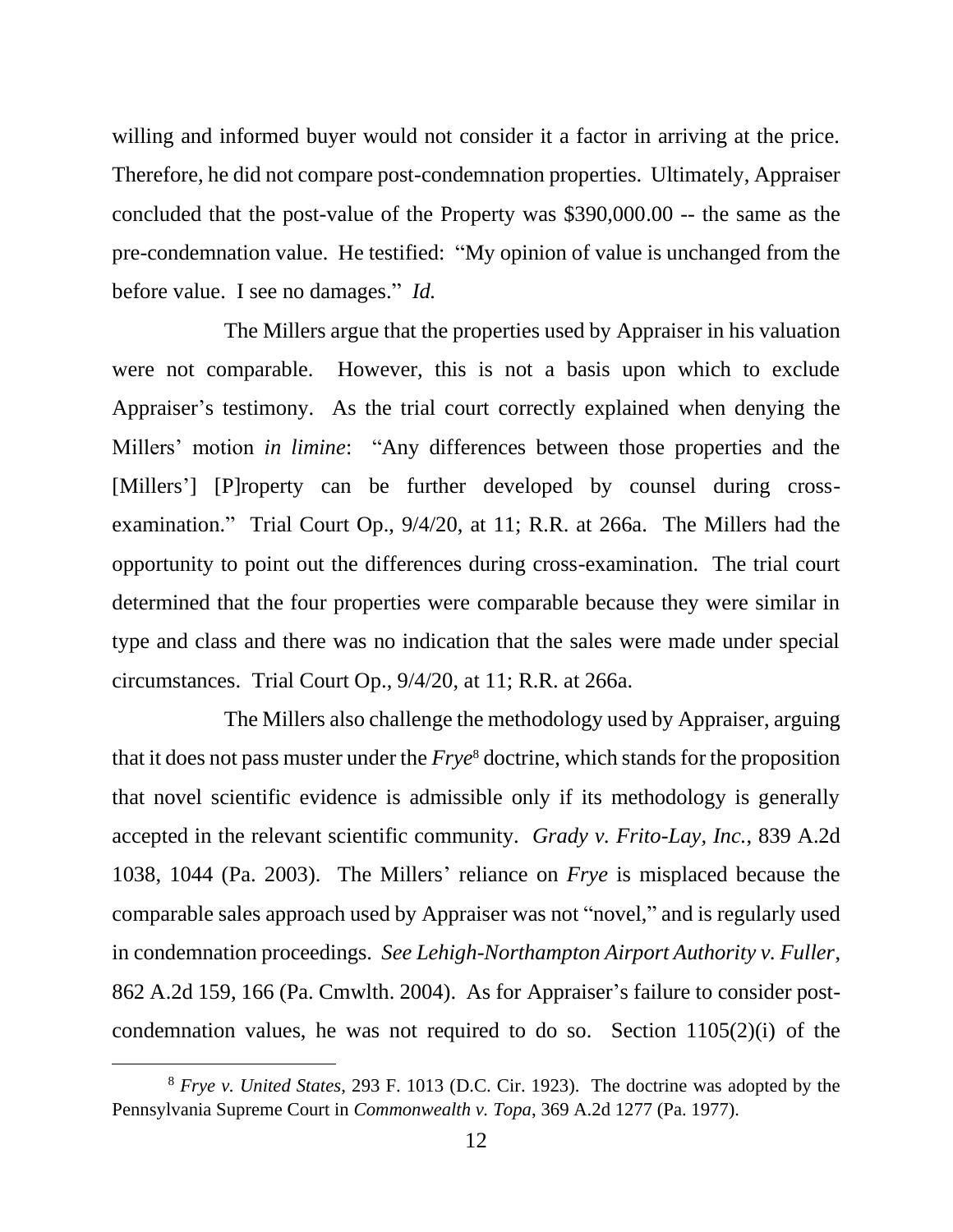willing and informed buyer would not consider it a factor in arriving at the price. Therefore, he did not compare post-condemnation properties. Ultimately, Appraiser concluded that the post-value of the Property was $390,000.00 -- the same as the pre-condemnation value. He testified: "My opinion of value is unchanged from the before value. I see no damages." *Id.*

The Millers argue that the properties used by Appraiser in his valuation were not comparable. However, this is not a basis upon which to exclude Appraiser's testimony. As the trial court correctly explained when denying the Millers' motion *in limine*: "Any differences between those properties and the [Millers'] [P]roperty can be further developed by counsel during cross-examination." Trial Court Op., 9/4/20, at 11; R.R. at 266a. The Millers had the opportunity to point out the differences during cross-examination. The trial court determined that the four properties were comparable because they were similar in type and class and there was no indication that the sales were made under special circumstances. Trial Court Op., 9/4/20, at 11; R.R. at 266a.

The Millers also challenge the methodology used by Appraiser, arguing that it does not pass muster under the *Frye*[8] doctrine, which stands for the proposition that novel scientific evidence is admissible only if its methodology is generally accepted in the relevant scientific community. *Grady v. Frito-Lay, Inc.*, 839 A.2d 1038, 1044 (Pa. 2003). The Millers' reliance on *Frye* is misplaced because the comparable sales approach used by Appraiser was not "novel," and is regularly used in condemnation proceedings. *See Lehigh-Northampton Airport Authority v. Fuller*, 862 A.2d 159, 166 (Pa. Cmwlth. 2004). As for Appraiser's failure to consider post-condemnation values, he was not required to do so. Section 1105(2)(i) of the

[8] *Frye v. United States*, 293 F. 1013 (D.C. Cir. 1923). The doctrine was adopted by the Pennsylvania Supreme Court in *Commonwealth v. Topa*, 369 A.2d 1277 (Pa. 1977).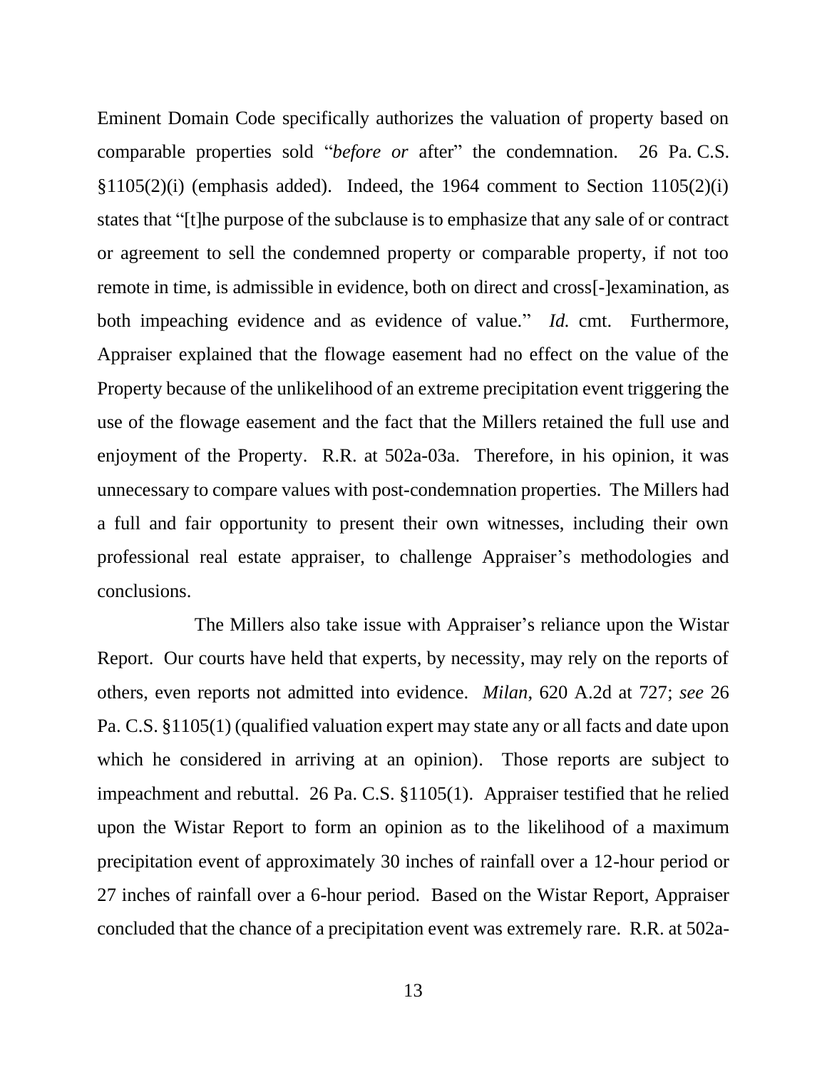Eminent Domain Code specifically authorizes the valuation of property based on comparable properties sold "*before or* after" the condemnation. 26 Pa. C.S. §1105(2)(i) (emphasis added). Indeed, the 1964 comment to Section 1105(2)(i) states that "[t]he purpose of the subclause is to emphasize that any sale of or contract or agreement to sell the condemned property or comparable property, if not too remote in time, is admissible in evidence, both on direct and cross[-]examination, as both impeaching evidence and as evidence of value." *Id.* cmt. Furthermore, Appraiser explained that the flowage easement had no effect on the value of the Property because of the unlikelihood of an extreme precipitation event triggering the use of the flowage easement and the fact that the Millers retained the full use and enjoyment of the Property. R.R. at 502a-03a. Therefore, in his opinion, it was unnecessary to compare values with post-condemnation properties. The Millers had a full and fair opportunity to present their own witnesses, including their own professional real estate appraiser, to challenge Appraiser's methodologies and conclusions.

The Millers also take issue with Appraiser's reliance upon the Wistar Report. Our courts have held that experts, by necessity, may rely on the reports of others, even reports not admitted into evidence. *Milan*, 620 A.2d at 727; *see* 26 Pa. C.S. §1105(1) (qualified valuation expert may state any or all facts and date upon which he considered in arriving at an opinion). Those reports are subject to impeachment and rebuttal. 26 Pa. C.S. §1105(1). Appraiser testified that he relied upon the Wistar Report to form an opinion as to the likelihood of a maximum precipitation event of approximately 30 inches of rainfall over a 12-hour period or 27 inches of rainfall over a 6-hour period. Based on the Wistar Report, Appraiser concluded that the chance of a precipitation event was extremely rare. R.R. at 502a-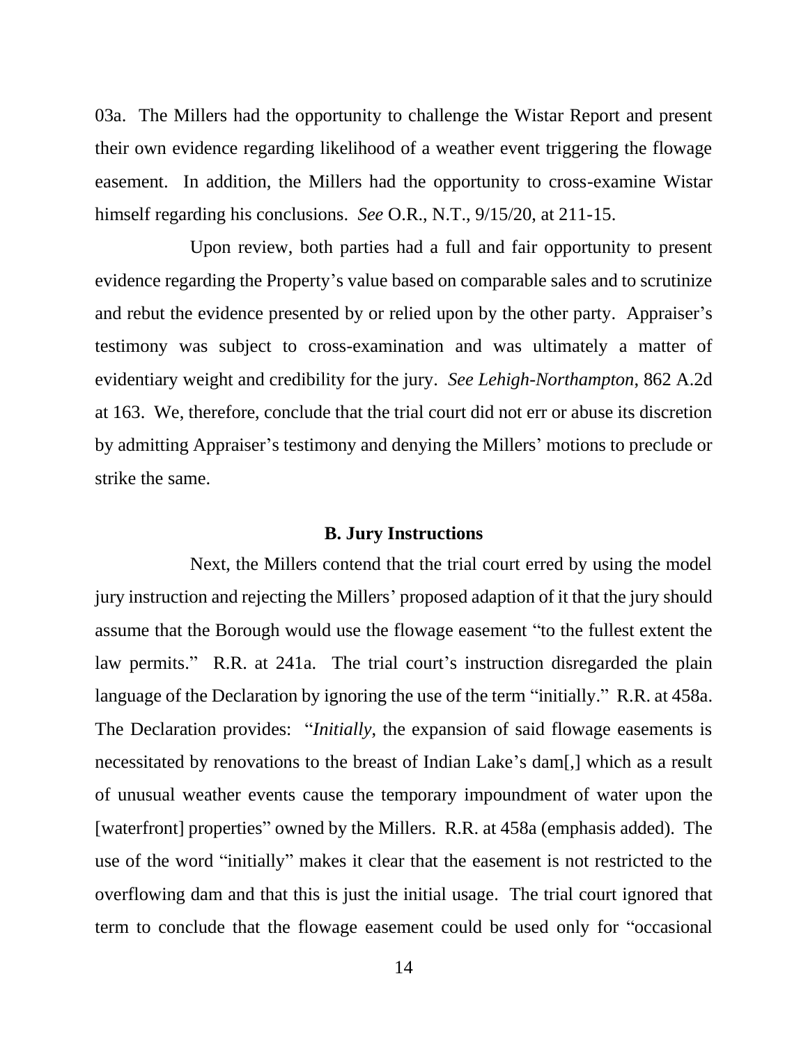03a. The Millers had the opportunity to challenge the Wistar Report and present their own evidence regarding likelihood of a weather event triggering the flowage easement. In addition, the Millers had the opportunity to cross-examine Wistar himself regarding his conclusions. *See* O.R., N.T., 9/15/20, at 211-15.

Upon review, both parties had a full and fair opportunity to present evidence regarding the Property's value based on comparable sales and to scrutinize and rebut the evidence presented by or relied upon by the other party. Appraiser's testimony was subject to cross-examination and was ultimately a matter of evidentiary weight and credibility for the jury. *See Lehigh-Northampton*, 862 A.2d at 163. We, therefore, conclude that the trial court did not err or abuse its discretion by admitting Appraiser's testimony and denying the Millers' motions to preclude or strike the same.

## B. Jury Instructions

Next, the Millers contend that the trial court erred by using the model jury instruction and rejecting the Millers' proposed adaption of it that the jury should assume that the Borough would use the flowage easement "to the fullest extent the law permits." R.R. at 241a. The trial court's instruction disregarded the plain language of the Declaration by ignoring the use of the term "initially." R.R. at 458a. The Declaration provides: "*Initially*, the expansion of said flowage easements is necessitated by renovations to the breast of Indian Lake's dam[,] which as a result of unusual weather events cause the temporary impoundment of water upon the [waterfront] properties" owned by the Millers. R.R. at 458a (emphasis added). The use of the word "initially" makes it clear that the easement is not restricted to the overflowing dam and that this is just the initial usage. The trial court ignored that term to conclude that the flowage easement could be used only for "occasional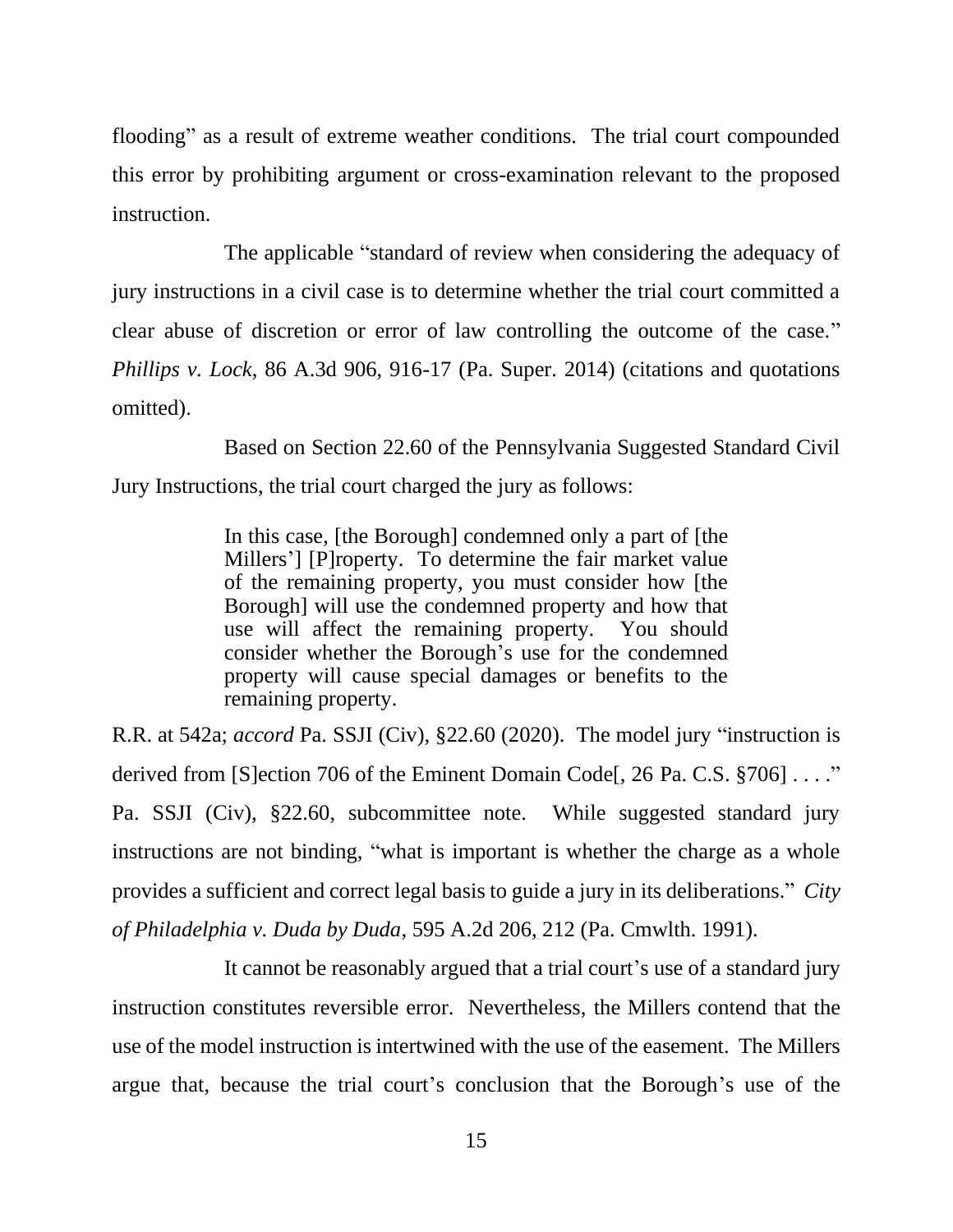flooding" as a result of extreme weather conditions. The trial court compounded this error by prohibiting argument or cross-examination relevant to the proposed instruction.

The applicable "standard of review when considering the adequacy of jury instructions in a civil case is to determine whether the trial court committed a clear abuse of discretion or error of law controlling the outcome of the case." *Phillips v. Lock*, 86 A.3d 906, 916-17 (Pa. Super. 2014) (citations and quotations omitted).

Based on Section 22.60 of the Pennsylvania Suggested Standard Civil Jury Instructions, the trial court charged the jury as follows:

> In this case, [the Borough] condemned only a part of [the Millers'] [P]roperty. To determine the fair market value of the remaining property, you must consider how [the Borough] will use the condemned property and how that use will affect the remaining property. You should consider whether the Borough's use for the condemned property will cause special damages or benefits to the remaining property.

R.R. at 542a; *accord* Pa. SSJI (Civ), §22.60 (2020). The model jury "instruction is derived from [S]ection 706 of the Eminent Domain Code[, 26 Pa. C.S. §706] . . . ." Pa. SSJI (Civ), §22.60, subcommittee note. While suggested standard jury instructions are not binding, "what is important is whether the charge as a whole provides a sufficient and correct legal basis to guide a jury in its deliberations." *City of Philadelphia v. Duda by Duda*, 595 A.2d 206, 212 (Pa. Cmwlth. 1991).

It cannot be reasonably argued that a trial court's use of a standard jury instruction constitutes reversible error. Nevertheless, the Millers contend that the use of the model instruction is intertwined with the use of the easement. The Millers argue that, because the trial court's conclusion that the Borough's use of the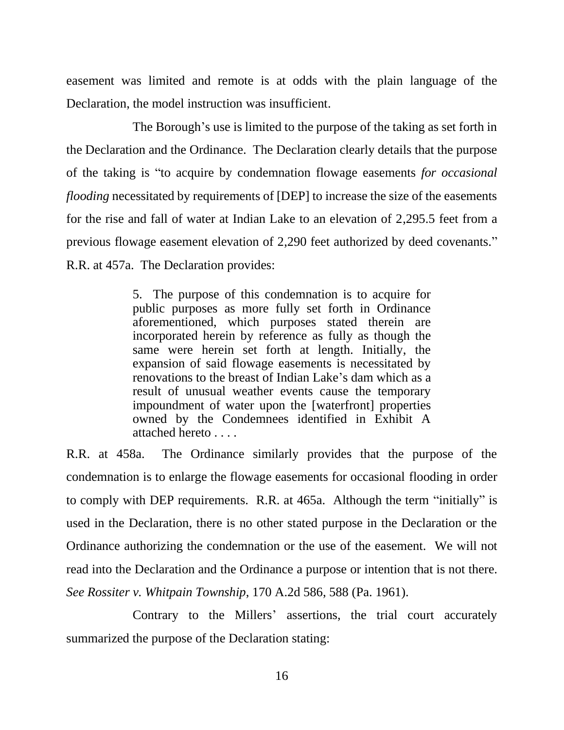easement was limited and remote is at odds with the plain language of the Declaration, the model instruction was insufficient.

The Borough's use is limited to the purpose of the taking as set forth in the Declaration and the Ordinance. The Declaration clearly details that the purpose of the taking is "to acquire by condemnation flowage easements *for occasional flooding* necessitated by requirements of [DEP] to increase the size of the easements for the rise and fall of water at Indian Lake to an elevation of 2,295.5 feet from a previous flowage easement elevation of 2,290 feet authorized by deed covenants." R.R. at 457a. The Declaration provides:

> 5. The purpose of this condemnation is to acquire for public purposes as more fully set forth in Ordinance aforementioned, which purposes stated therein are incorporated herein by reference as fully as though the same were herein set forth at length. Initially, the expansion of said flowage easements is necessitated by renovations to the breast of Indian Lake's dam which as a result of unusual weather events cause the temporary impoundment of water upon the [waterfront] properties owned by the Condemnees identified in Exhibit A attached hereto . . . .

R.R. at 458a. The Ordinance similarly provides that the purpose of the condemnation is to enlarge the flowage easements for occasional flooding in order to comply with DEP requirements. R.R. at 465a. Although the term "initially" is used in the Declaration, there is no other stated purpose in the Declaration or the Ordinance authorizing the condemnation or the use of the easement. We will not read into the Declaration and the Ordinance a purpose or intention that is not there. *See Rossiter v. Whitpain Township*, 170 A.2d 586, 588 (Pa. 1961).

Contrary to the Millers' assertions, the trial court accurately summarized the purpose of the Declaration stating: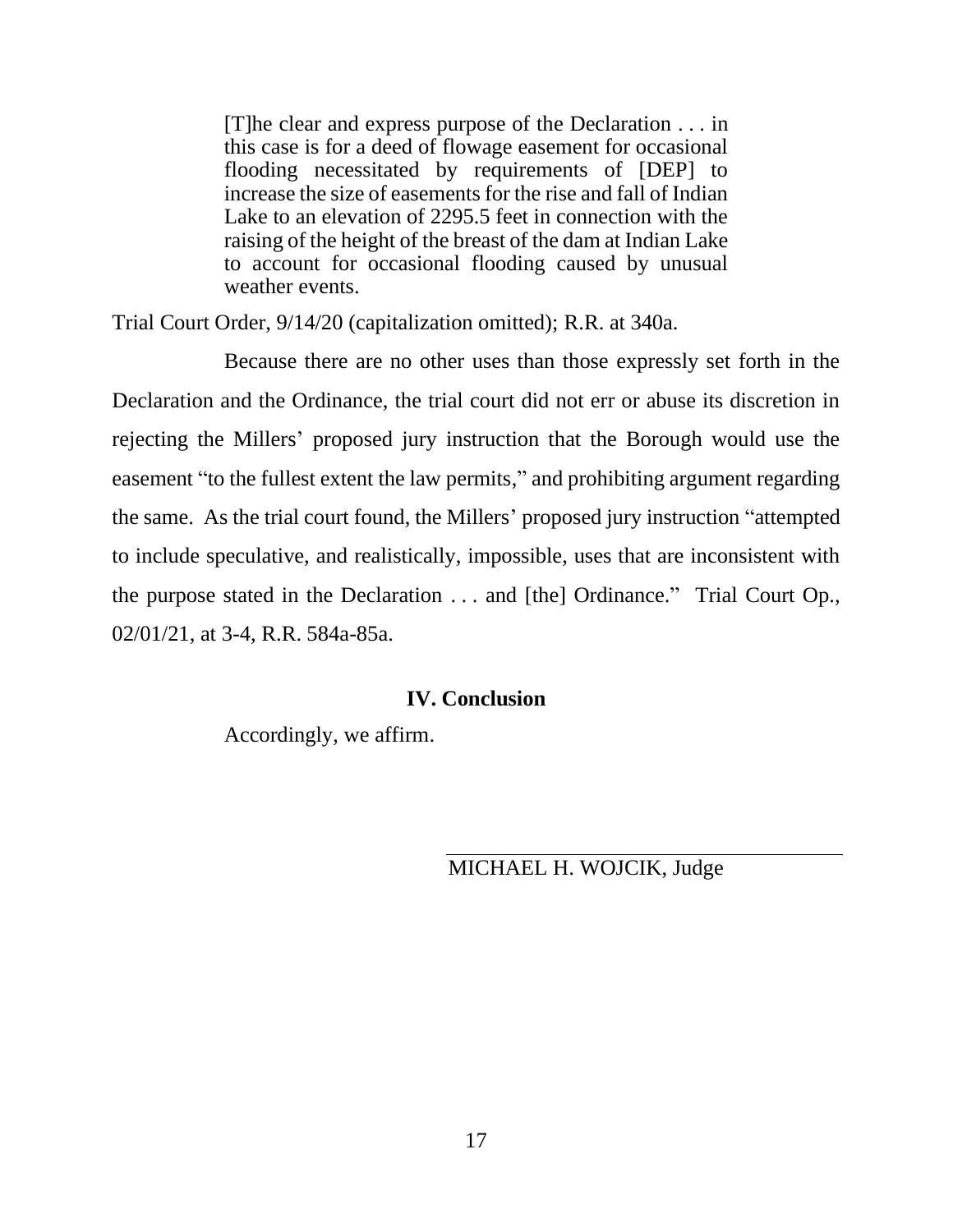> [T]he clear and express purpose of the Declaration . . . in this case is for a deed of flowage easement for occasional flooding necessitated by requirements of [DEP] to increase the size of easements for the rise and fall of Indian Lake to an elevation of 2295.5 feet in connection with the raising of the height of the breast of the dam at Indian Lake to account for occasional flooding caused by unusual weather events.

Trial Court Order, 9/14/20 (capitalization omitted); R.R. at 340a.

Because there are no other uses than those expressly set forth in the Declaration and the Ordinance, the trial court did not err or abuse its discretion in rejecting the Millers' proposed jury instruction that the Borough would use the easement "to the fullest extent the law permits," and prohibiting argument regarding the same. As the trial court found, the Millers' proposed jury instruction "attempted to include speculative, and realistically, impossible, uses that are inconsistent with the purpose stated in the Declaration . . . and [the] Ordinance." Trial Court Op., 02/01/21, at 3-4, R.R. 584a-85a.

## IV. Conclusion

Accordingly, we affirm.

MICHAEL H. WOJCIK, Judge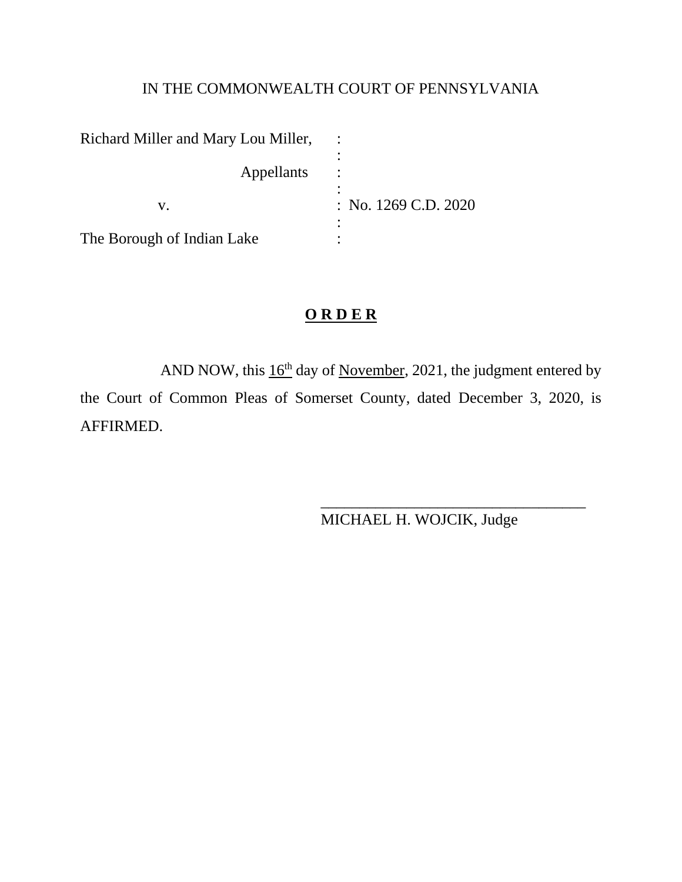IN THE COMMONWEALTH COURT OF PENNSYLVANIA

| | | |
|---|---|---|
| Richard Miller and Mary Lou Miller, | : | |
| | : | |
| Appellants | : | |
| | : | |
| v. | : | No. 1269 C.D. 2020 |
| | : | |
| The Borough of Indian Lake | : | |

**O R D E R**

AND NOW, this 16th day of November, 2021, the judgment entered by the Court of Common Pleas of Somerset County, dated December 3, 2020, is AFFIRMED.

\_\_\_\_\_\_\_\_\_\_\_\_\_\_\_\_\_\_\_\_\_\_\_\_\_\_\_\_\_\_\_\_\_\_\_\_

MICHAEL H. WOJCIK, Judge